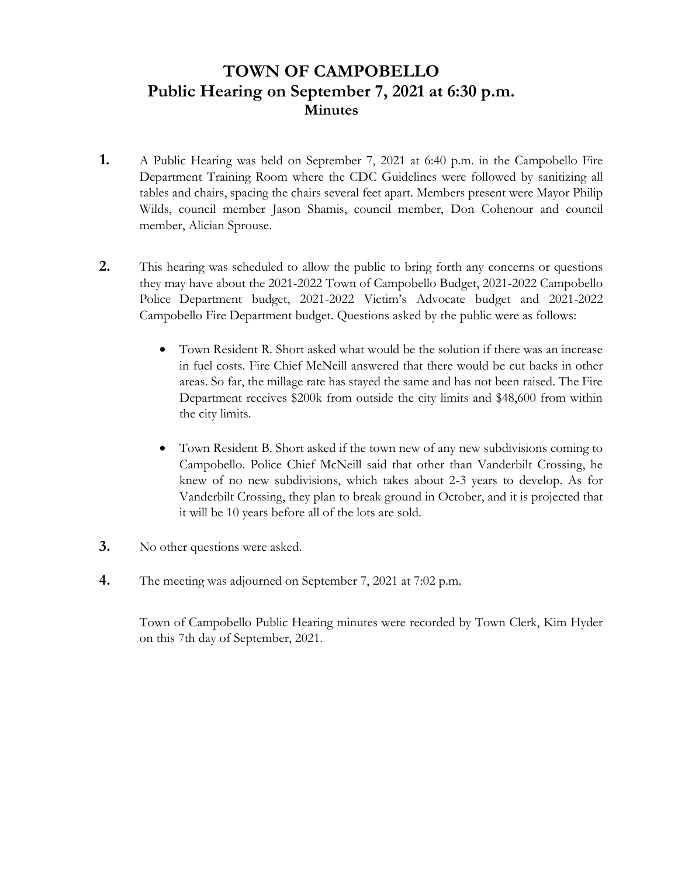# TOWN OF CAMPOBELLO
## Public Hearing on September 7, 2021 at 6:30 p.m.
### Minutes

**1.** A Public Hearing was held on September 7, 2021 at 6:40 p.m. in the Campobello Fire Department Training Room where the CDC Guidelines were followed by sanitizing all tables and chairs, spacing the chairs several feet apart. Members present were Mayor Philip Wilds, council member Jason Shamis, council member, Don Cohenour and council member, Alician Sprouse.

**2.** This hearing was scheduled to allow the public to bring forth any concerns or questions they may have about the 2021-2022 Town of Campobello Budget, 2021-2022 Campobello Police Department budget, 2021-2022 Victim's Advocate budget and 2021-2022 Campobello Fire Department budget. Questions asked by the public were as follows:

- Town Resident R. Short asked what would be the solution if there was an increase in fuel costs. Fire Chief McNeill answered that there would be cut backs in other areas. So far, the millage rate has stayed the same and has not been raised. The Fire Department receives $200k from outside the city limits and $48,600 from within the city limits.

- Town Resident B. Short asked if the town new of any new subdivisions coming to Campobello. Police Chief McNeill said that other than Vanderbilt Crossing, he knew of no new subdivisions, which takes about 2-3 years to develop. As for Vanderbilt Crossing, they plan to break ground in October, and it is projected that it will be 10 years before all of the lots are sold.

**3.** No other questions were asked.

**4.** The meeting was adjourned on September 7, 2021 at 7:02 p.m.

Town of Campobello Public Hearing minutes were recorded by Town Clerk, Kim Hyder on this 7th day of September, 2021.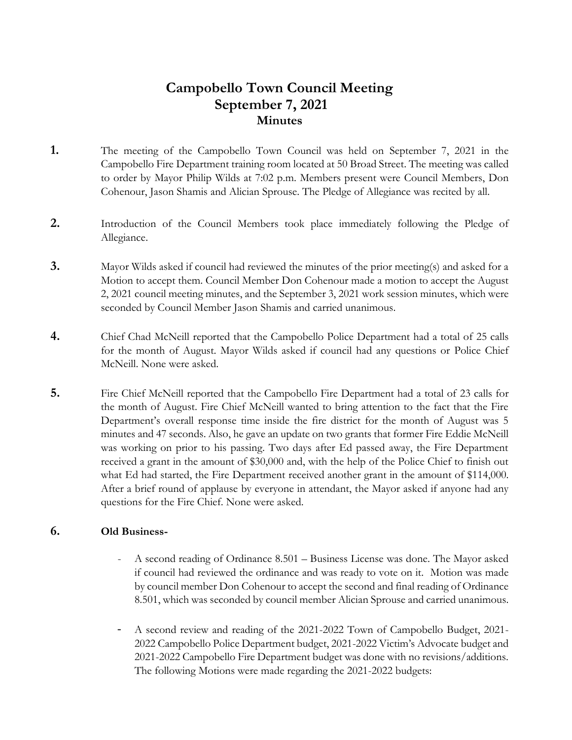# Campobello Town Council Meeting
## September 7, 2021
### Minutes

**1.** The meeting of the Campobello Town Council was held on September 7, 2021 in the Campobello Fire Department training room located at 50 Broad Street. The meeting was called to order by Mayor Philip Wilds at 7:02 p.m. Members present were Council Members, Don Cohenour, Jason Shamis and Alician Sprouse. The Pledge of Allegiance was recited by all.

**2.** Introduction of the Council Members took place immediately following the Pledge of Allegiance.

**3.** Mayor Wilds asked if council had reviewed the minutes of the prior meeting(s) and asked for a Motion to accept them. Council Member Don Cohenour made a motion to accept the August 2, 2021 council meeting minutes, and the September 3, 2021 work session minutes, which were seconded by Council Member Jason Shamis and carried unanimous.

**4.** Chief Chad McNeill reported that the Campobello Police Department had a total of 25 calls for the month of August. Mayor Wilds asked if council had any questions or Police Chief McNeill. None were asked.

**5.** Fire Chief McNeill reported that the Campobello Fire Department had a total of 23 calls for the month of August. Fire Chief McNeill wanted to bring attention to the fact that the Fire Department's overall response time inside the fire district for the month of August was 5 minutes and 47 seconds. Also, he gave an update on two grants that former Fire Eddie McNeill was working on prior to his passing. Two days after Ed passed away, the Fire Department received a grant in the amount of $30,000 and, with the help of the Police Chief to finish out what Ed had started, the Fire Department received another grant in the amount of $114,000. After a brief round of applause by everyone in attendant, the Mayor asked if anyone had any questions for the Fire Chief. None were asked.

**6.** **Old Business-**

- A second reading of Ordinance 8.501 – Business License was done. The Mayor asked if council had reviewed the ordinance and was ready to vote on it. Motion was made by council member Don Cohenour to accept the second and final reading of Ordinance 8.501, which was seconded by council member Alician Sprouse and carried unanimous.

- A second review and reading of the 2021-2022 Town of Campobello Budget, 2021-2022 Campobello Police Department budget, 2021-2022 Victim's Advocate budget and 2021-2022 Campobello Fire Department budget was done with no revisions/additions. The following Motions were made regarding the 2021-2022 budgets: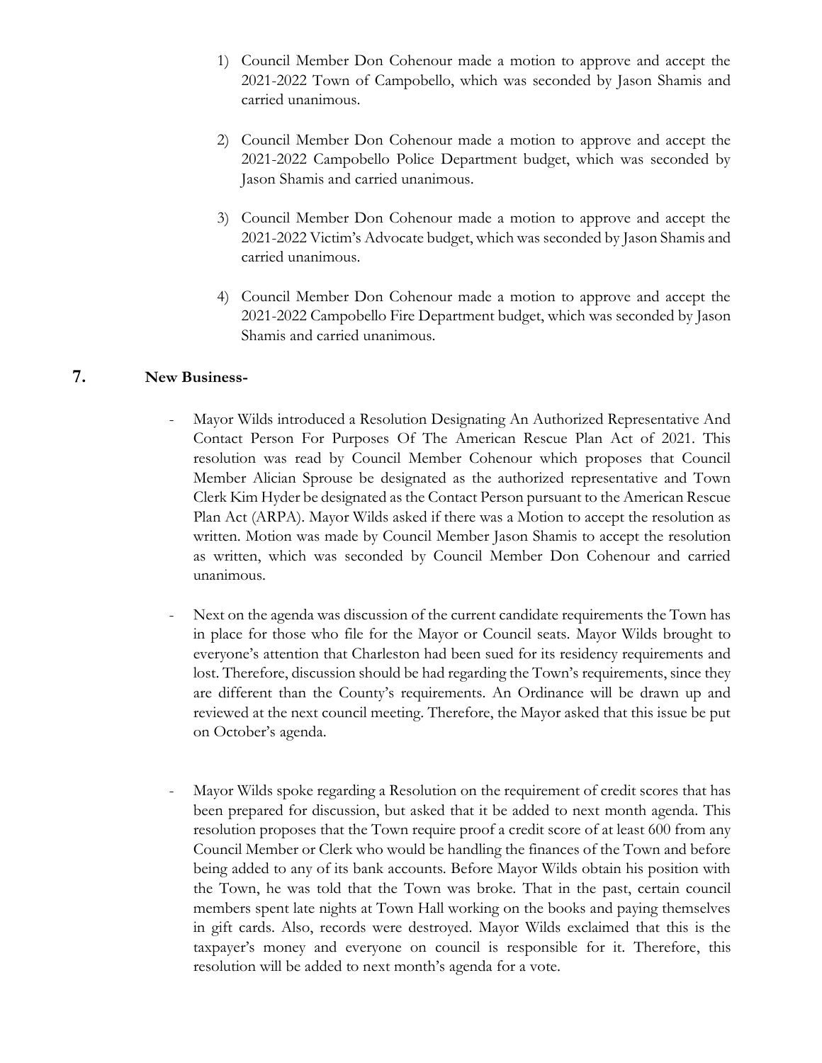1) Council Member Don Cohenour made a motion to approve and accept the 2021-2022 Town of Campobello, which was seconded by Jason Shamis and carried unanimous.

2) Council Member Don Cohenour made a motion to approve and accept the 2021-2022 Campobello Police Department budget, which was seconded by Jason Shamis and carried unanimous.

3) Council Member Don Cohenour made a motion to approve and accept the 2021-2022 Victim's Advocate budget, which was seconded by Jason Shamis and carried unanimous.

4) Council Member Don Cohenour made a motion to approve and accept the 2021-2022 Campobello Fire Department budget, which was seconded by Jason Shamis and carried unanimous.

## 7. New Business-

- Mayor Wilds introduced a Resolution Designating An Authorized Representative And Contact Person For Purposes Of The American Rescue Plan Act of 2021. This resolution was read by Council Member Cohenour which proposes that Council Member Alician Sprouse be designated as the authorized representative and Town Clerk Kim Hyder be designated as the Contact Person pursuant to the American Rescue Plan Act (ARPA). Mayor Wilds asked if there was a Motion to accept the resolution as written. Motion was made by Council Member Jason Shamis to accept the resolution as written, which was seconded by Council Member Don Cohenour and carried unanimous.

- Next on the agenda was discussion of the current candidate requirements the Town has in place for those who file for the Mayor or Council seats. Mayor Wilds brought to everyone's attention that Charleston had been sued for its residency requirements and lost. Therefore, discussion should be had regarding the Town's requirements, since they are different than the County's requirements. An Ordinance will be drawn up and reviewed at the next council meeting. Therefore, the Mayor asked that this issue be put on October's agenda.

- Mayor Wilds spoke regarding a Resolution on the requirement of credit scores that has been prepared for discussion, but asked that it be added to next month agenda. This resolution proposes that the Town require proof a credit score of at least 600 from any Council Member or Clerk who would be handling the finances of the Town and before being added to any of its bank accounts. Before Mayor Wilds obtain his position with the Town, he was told that the Town was broke. That in the past, certain council members spent late nights at Town Hall working on the books and paying themselves in gift cards. Also, records were destroyed. Mayor Wilds exclaimed that this is the taxpayer's money and everyone on council is responsible for it. Therefore, this resolution will be added to next month's agenda for a vote.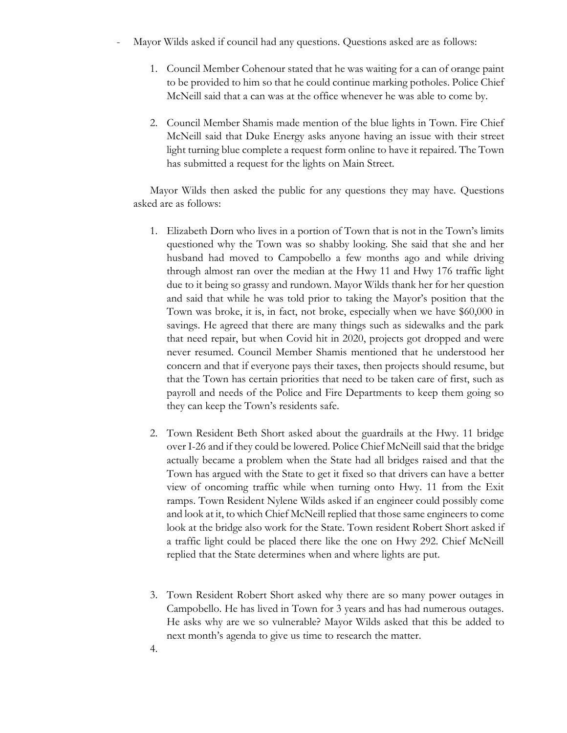- Mayor Wilds asked if council had any questions. Questions asked are as follows:

    1. Council Member Cohenour stated that he was waiting for a can of orange paint to be provided to him so that he could continue marking potholes. Police Chief McNeill said that a can was at the office whenever he was able to come by.

    2. Council Member Shamis made mention of the blue lights in Town. Fire Chief McNeill said that Duke Energy asks anyone having an issue with their street light turning blue complete a request form online to have it repaired. The Town has submitted a request for the lights on Main Street.

    Mayor Wilds then asked the public for any questions they may have. Questions asked are as follows:

    1. Elizabeth Dorn who lives in a portion of Town that is not in the Town's limits questioned why the Town was so shabby looking. She said that she and her husband had moved to Campobello a few months ago and while driving through almost ran over the median at the Hwy 11 and Hwy 176 traffic light due to it being so grassy and rundown. Mayor Wilds thank her for her question and said that while he was told prior to taking the Mayor's position that the Town was broke, it is, in fact, not broke, especially when we have $60,000 in savings. He agreed that there are many things such as sidewalks and the park that need repair, but when Covid hit in 2020, projects got dropped and were never resumed. Council Member Shamis mentioned that he understood her concern and that if everyone pays their taxes, then projects should resume, but that the Town has certain priorities that need to be taken care of first, such as payroll and needs of the Police and Fire Departments to keep them going so they can keep the Town's residents safe.

    2. Town Resident Beth Short asked about the guardrails at the Hwy. 11 bridge over I-26 and if they could be lowered. Police Chief McNeill said that the bridge actually became a problem when the State had all bridges raised and that the Town has argued with the State to get it fixed so that drivers can have a better view of oncoming traffic while when turning onto Hwy. 11 from the Exit ramps. Town Resident Nylene Wilds asked if an engineer could possibly come and look at it, to which Chief McNeill replied that those same engineers to come look at the bridge also work for the State. Town resident Robert Short asked if a traffic light could be placed there like the one on Hwy 292. Chief McNeill replied that the State determines when and where lights are put.

    3. Town Resident Robert Short asked why there are so many power outages in Campobello. He has lived in Town for 3 years and has had numerous outages. He asks why are we so vulnerable? Mayor Wilds asked that this be added to next month's agenda to give us time to research the matter.

    4.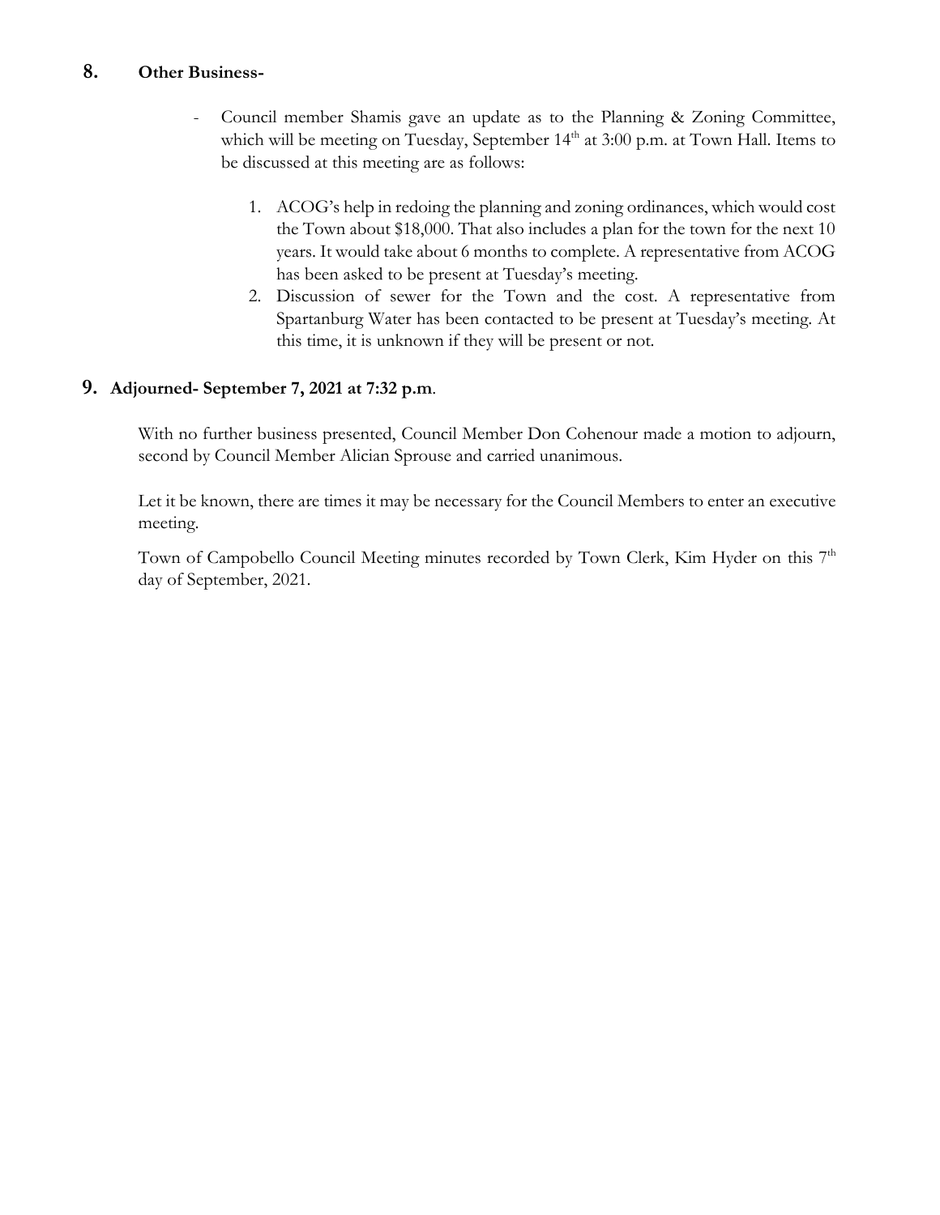## 8. Other Business-

- Council member Shamis gave an update as to the Planning & Zoning Committee, which will be meeting on Tuesday, September 14th at 3:00 p.m. at Town Hall. Items to be discussed at this meeting are as follows:

    1. ACOG's help in redoing the planning and zoning ordinances, which would cost the Town about $18,000. That also includes a plan for the town for the next 10 years. It would take about 6 months to complete. A representative from ACOG has been asked to be present at Tuesday's meeting.
    2. Discussion of sewer for the Town and the cost. A representative from Spartanburg Water has been contacted to be present at Tuesday's meeting. At this time, it is unknown if they will be present or not.

## 9. Adjourned- September 7, 2021 at 7:32 p.m.

With no further business presented, Council Member Don Cohenour made a motion to adjourn, second by Council Member Alician Sprouse and carried unanimous.

Let it be known, there are times it may be necessary for the Council Members to enter an executive meeting.

Town of Campobello Council Meeting minutes recorded by Town Clerk, Kim Hyder on this 7th day of September, 2021.